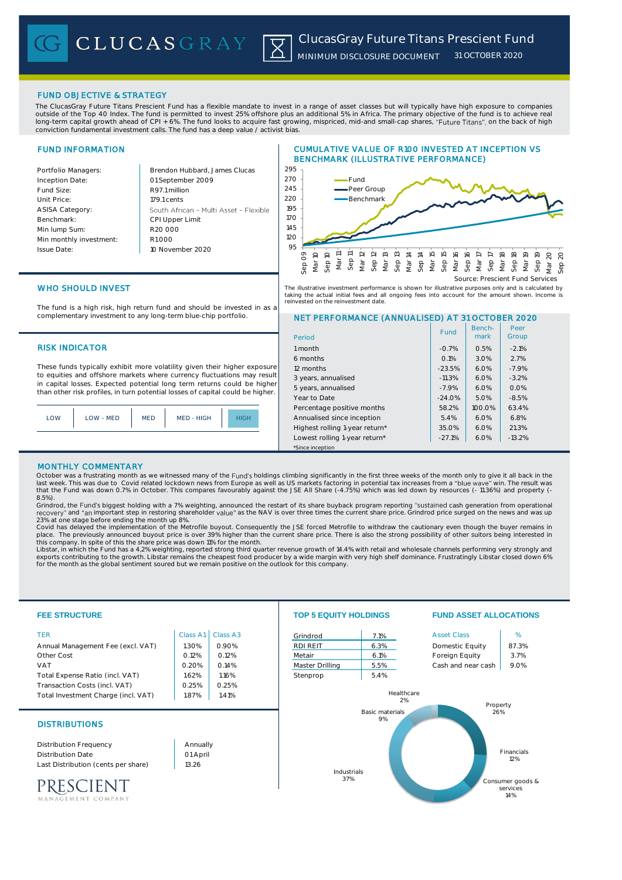# CLUCASGRAY

## ClucasGray Future Titans Prescient Fund

MINIMUM DISCLOSURE DOCUMENT 31 OCTOBER 2020

## FUND OBJECTIVE & STRATEGY

The ClucasGray Future Titans Prescient Fund has a flexible mandate to invest in a range of asset classes but will typically have high exposure to companies outside of the Top 40 Index. The fund is permitted to invest 25% offshore plus an additional 5% in Africa. The primary objective of the fund is to achieve real long-term capital growth ahead of CPI + 6%. The fund looks to acquire fast growing, mispriced, mid-and small-cap shares, "Future Titans", on the back of high conviction fundamental investment calls. The fund has a deep value / activist bias.

## FUND INFORMATION

| | |
|---|---|
| Portfolio Managers: | Brendon Hubbard, James Clucas |
| Inception Date: | 01 September 2009 |
| Fund Size: | R97.1 million |
| Unit Price: | 179.1 cents |
| ASISA Category: | South African – Multi Asset – Flexible |
| Benchmark: | CPI Upper Limit |
| Min lump Sum: | R20 000 |
| Min monthly investment: | R1 000 |
| Issue Date: | 10 November 2020 |

## CUMULATIVE VALUE OF R100 INVESTED AT INCEPTION VS BENCHMARK (ILLUSTRATIVE PERFORMANCE)

Legend: Fund, Peer Group, Benchmark

Source: Prescient Fund Services

The illustrative investment performance is shown for illustrative purposes only and is calculated by taking the actual initial fees and all ongoing fees into account for the amount shown. Income is reinvested on the reinvestment date.

## WHO SHOULD INVEST

The fund is a high risk, high return fund and should be invested in as a complementary investment to any long-term blue-chip portfolio.

## RISK INDICATOR

These funds typically exhibit more volatility given their higher exposure to equities and offshore markets where currency fluctuations may result in capital losses. Expected potential long term returns could be higher than other risk profiles, in turn potential losses of capital could be higher.

| LOW | LOW - MED | MED | MED - HIGH | **HIGH** |
|---|---|---|---|---|

## NET PERFORMANCE (ANNUALISED) AT 31 OCTOBER 2020

| Period | Fund | Benchmark | Peer Group |
|---|---|---|---|
| 1 month | -0.7% | 0.5% | -2.1% |
| 6 months | 0.1% | 3.0% | 2.7% |
| 12 months | -23.5% | 6.0% | -7.9% |
| 3 years, annualised | -11.3% | 6.0% | -3.2% |
| 5 years, annualised | -7.9% | 6.0% | 0.0% |
| Year to Date | -24.0% | 5.0% | -8.5% |
| Percentage positive months | 58.2% | 100.0% | 63.4% |
| Annualised since inception | 5.4% | 6.0% | 6.8% |
| Highest rolling 1-year return* | 35.0% | 6.0% | 21.3% |
| Lowest rolling 1-year return* | -27.1% | 6.0% | -13.2% |

*Since inception

## MONTHLY COMMENTARY

October was a frustrating month as we witnessed many of the Fund's holdings climbing significantly in the first three weeks of the month only to give it all back in the last week. This was due to Covid related lockdown news from Europe as well as US markets factoring in potential tax increases from a "blue wave" win. The result was that the Fund was down 0.7% in October. This compares favourably against the JSE All Share (-4.75%) which was led down by resources (- 11.36%) and property (- 8.5%).

Grindrod, the Fund's biggest holding with a 7% weighting, announced the restart of its share buyback program reporting "sustained cash generation from operational recovery" and "an important step in restoring shareholder value" as the NAV is over three times the current share price. Grindrod price surged on the news and was up 23% at one stage before ending the month up 8%.

Covid has delayed the implementation of the Metrofile buyout. Consequently the JSE forced Metrofile to withdraw the cautionary even though the buyer remains in place. The previously announced buyout price is over 39% higher than the current share price. There is also the strong possibility of other suitors being interested in this company. In spite of this the share price was down 11% for the month.

Libstar, in which the Fund has a 4,2% weighting, reported strong third quarter revenue growth of 14.4% with retail and wholesale channels performing very strongly and exports contributing to the growth. Libstar remains the cheapest food producer by a wide margin with very high shelf dominance. Frustratingly Libstar closed down 6% for the month as the global sentiment soured but we remain positive on the outlook for this company.

## FEE STRUCTURE

| TER | Class A1 | Class A3 |
|---|---|---|
| Annual Management Fee (excl. VAT) | 1.30% | 0.90% |
| Other Cost | 0.12% | 0.12% |
| VAT | 0.20% | 0.14% |
| Total Expense Ratio (incl. VAT) | 1.62% | 1.16% |
| Transaction Costs (incl. VAT) | 0.25% | 0.25% |
| Total Investment Charge (incl. VAT) | 1.87% | 1.41% |

## DISTRIBUTIONS

| | |
|---|---|
| Distribution Frequency | Annually |
| Distribution Date | 01 April |
| Last Distribution (cents per share) | 13.26 |

## TOP 5 EQUITY HOLDINGS

| | |
|---|---|
| Grindrod | 7.1% |
| RDI REIT | 6.3% |
| Metair | 6.1% |
| Master Drilling | 5.5% |
| Stenprop | 5.4% |

## FUND ASSET ALLOCATIONS

| Asset Class | % |
|---|---|
| Domestic Equity | 87.3% |
| Foreign Equity | 3.7% |
| Cash and near cash | 9.0% |

Sector allocation: Healthcare 2%, Property 26%, Financials 12%, Consumer goods & services 14%, Industrials 37%, Basic materials 9%

PRESCIENT MANAGEMENT COMPANY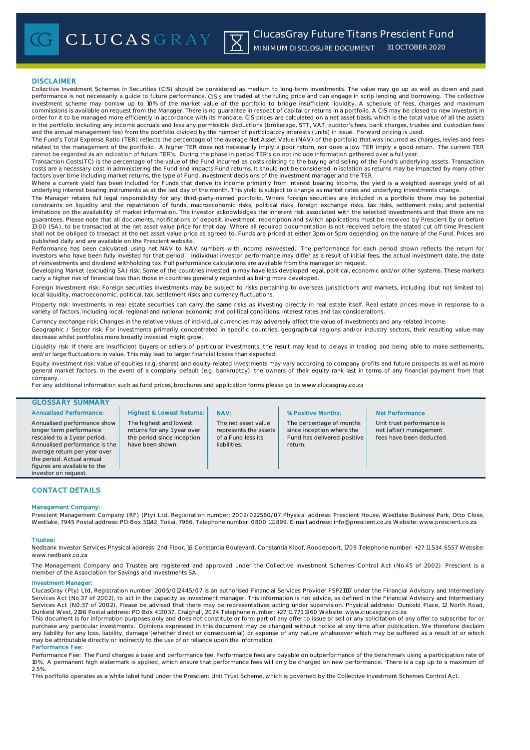# ClucasGray Future Titans Prescient Fund

MINIMUM DISCLOSURE DOCUMENT 31 OCTOBER 2020

## DISCLAIMER

Collective Investment Schemes in Securities (CIS) should be considered as medium to long-term investments. The value may go up as well as down and past performance is not necessarily a guide to future performance. CIS's are traded at the ruling price and can engage in scrip lending and borrowing. The collective investment scheme may borrow up to 10% of the market value of the portfolio to bridge insufficient liquidity. A schedule of fees, charges and maximum commissions is available on request from the Manager. There is no guarantee in respect of capital or returns in a portfolio. A CIS may be closed to new investors in order for it to be managed more efficiently in accordance with its mandate. CIS prices are calculated on a net asset basis, which is the total value of all the assets in the portfolio including any income accruals and less any permissible deductions (brokerage, STT, VAT, auditor's fees, bank charges, trustee and custodian fees and the annual management fee) from the portfolio divided by the number of participatory interests (units) in issue. Forward pricing is used.

The Fund's Total Expense Ratio (TER) reflects the percentage of the average Net Asset Value (NAV) of the portfolio that was incurred as charges, levies and fees related to the management of the portfolio. A higher TER does not necessarily imply a poor return, nor does a low TER imply a good return. The current TER cannot be regarded as an indication of future TER's. During the phase in period TER's do not include information gathered over a full year.

Transaction Costs(TC) is the percentage of the value of the Fund incurred as costs relating to the buying and selling of the Fund's underlying assets. Transaction costs are a necessary cost in administering the Fund and impacts Fund returns. It should not be considered in isolation as returns may be impacted by many other factors over time including market returns, the type of Fund, investment decisions of the investment manager and the TER.

Where a current yield has been included for Funds that derive its income primarily from interest bearing income, the yield is a weighted average yield of all underlying interest bearing instruments as at the last day of the month. This yield is subject to change as market rates and underlying investments change.

The Manager retains full legal responsibility for any third-party-named portfolio. Where foreign securities are included in a portfolio there may be potential constraints on liquidity and the repatriation of funds, macroeconomic risks, political risks, foreign exchange risks, tax risks, settlement risks; and potential limitations on the availability of market information. The investor acknowledges the inherent risk associated with the selected investments and that there are no guarantees. Please note that all documents, notifications of deposit, investment, redemption and switch applications must be received by Prescient by or before 13:00 (SA), to be transacted at the net asset value price for that day. Where all required documentation is not received before the stated cut off time Prescient shall not be obliged to transact at the net asset value price as agreed to. Funds are priced at either 3pm or 5pm depending on the nature of the Fund. Prices are published daily and are available on the Prescient website.

Performance has been calculated using net NAV to NAV numbers with income reinvested. The performance for each period shown reflects the return for investors who have been fully invested for that period. Individual investor performance may differ as a result of initial fees, the actual investment date, the date of reinvestments and dividend withholding tax. Full performance calculations are available from the manager on request.

Developing Market (excluding SA) risk: Some of the countries invested in may have less developed legal, political, economic and/or other systems. These markets carry a higher risk of financial loss than those in countries generally regarded as being more developed.

Foreign Investment risk: Foreign securities investments may be subject to risks pertaining to overseas jurisdictions and markets, including (but not limited to) local liquidity, macroeconomic, political, tax, settlement risks and currency fluctuations.

Property risk: Investments in real estate securities can carry the same risks as investing directly in real estate itself. Real estate prices move in response to a variety of factors, including local, regional and national economic and political conditions, interest rates and tax considerations.

Currency exchange risk: Changes in the relative values of individual currencies may adversely affect the value of investments and any related income.

Geographic / Sector risk: For investments primarily concentrated in specific countries, geographical regions and/or industry sectors, their resulting value may decrease whilst portfolios more broadly invested might grow.

Liquidity risk: If there are insufficient buyers or sellers of particular investments, the result may lead to delays in trading and being able to make settlements, and/or large fluctuations in value. This may lead to larger financial losses than expected.

Equity investment risk: Value of equities (e.g. shares) and equity-related investments may vary according to company profits and future prospects as well as more general market factors. In the event of a company default (e.g. bankruptcy), the owners of their equity rank last in terms of any financial payment from that company.

For any additional information such as fund prices, brochures and application forms please go to www.clucasgray.co.za

## GLOSSARY SUMMARY

**Annualised Performance:** Annualised performance show longer term performance rescaled to a 1 year period. Annualised performance is the average return per year over the period. Actual annual figures are available to the investor on request.

**Highest & Lowest Returns:** The highest and lowest returns for any 1 year over the period since inception have been shown.

**NAV:** The net asset value represents the assets of a Fund less its liabilities.

**% Positive Months:** The percentage of months since inception where the Fund has delivered positive return.

**Net Performance:** Unit trust performance is net (after) management fees have been deducted.

## CONTACT DETAILS

### Management Company:

Prescient Management Company (RF) (Pty) Ltd, Registration number: 2002/022560/07 Physical address: Prescient House, Westlake Business Park, Otto Close, Westlake, 7945 Postal address: PO Box 31142, Tokai, 7966. Telephone number: 0800 111 899. E-mail address: info@prescient.co.za Website: www.prescient.co.za

### Trustee:

Nedbank Investor Services Physical address: 2nd Floor, 16 Constantia Boulevard, Constantia Kloof, Roodepoort, 1709 Telephone number: +27 11 534 6557 Website: www.nedbank.co.za

The Management Company and Trustee are registered and approved under the Collective Investment Schemes Control Act (No.45 of 2002). Prescient is a member of the Association for Savings and Investments SA.

### Investment Manager:

ClucasGray (Pty) Ltd, Registration number: 2005/012445/07 is an authorised Financial Services Provider FSP21117 under the Financial Advisory and Intermediary Services Act (No.37 of 2002), to act in the capacity as investment manager. This information is not advice, as defined in the Financial Advisory and Intermediary Services Act (NO.37 of 2002). Please be advised that there may be representatives acting under supervision. Physical address: Dunkeld Place, 12 North Road, Dunkeld West, 2196 Postal address: PO Box 413037, Craighall, 2024 Telephone number: +27 11 771 1960 Website: www.clucasgray.co.za

This document is for information purposes only and does not constitute or form part of any offer to issue or sell or any solicitation of any offer to subscribe for or purchase any particular investments. Opinions expressed in this document may be changed without notice at any time after publication. We therefore disclaim any liability for any loss, liability, damage (whether direct or consequential) or expense of any nature whatsoever which may be suffered as a result of or which may be attributable directly or indirectly to the use of or reliance upon the information.

### Performance Fee:

Performance Fee: The Fund charges a base and performance fee. Performance fees are payable on outperformance of the benchmark using a participation rate of 10%. A permanent high watermark is applied, which ensure that performance fees will only be charged on new performance. There is a cap up to a maximum of 2.5%.

This portfolio operates as a white label fund under the Prescient Unit Trust Scheme, which is governed by the Collective Investment Schemes Control Act.